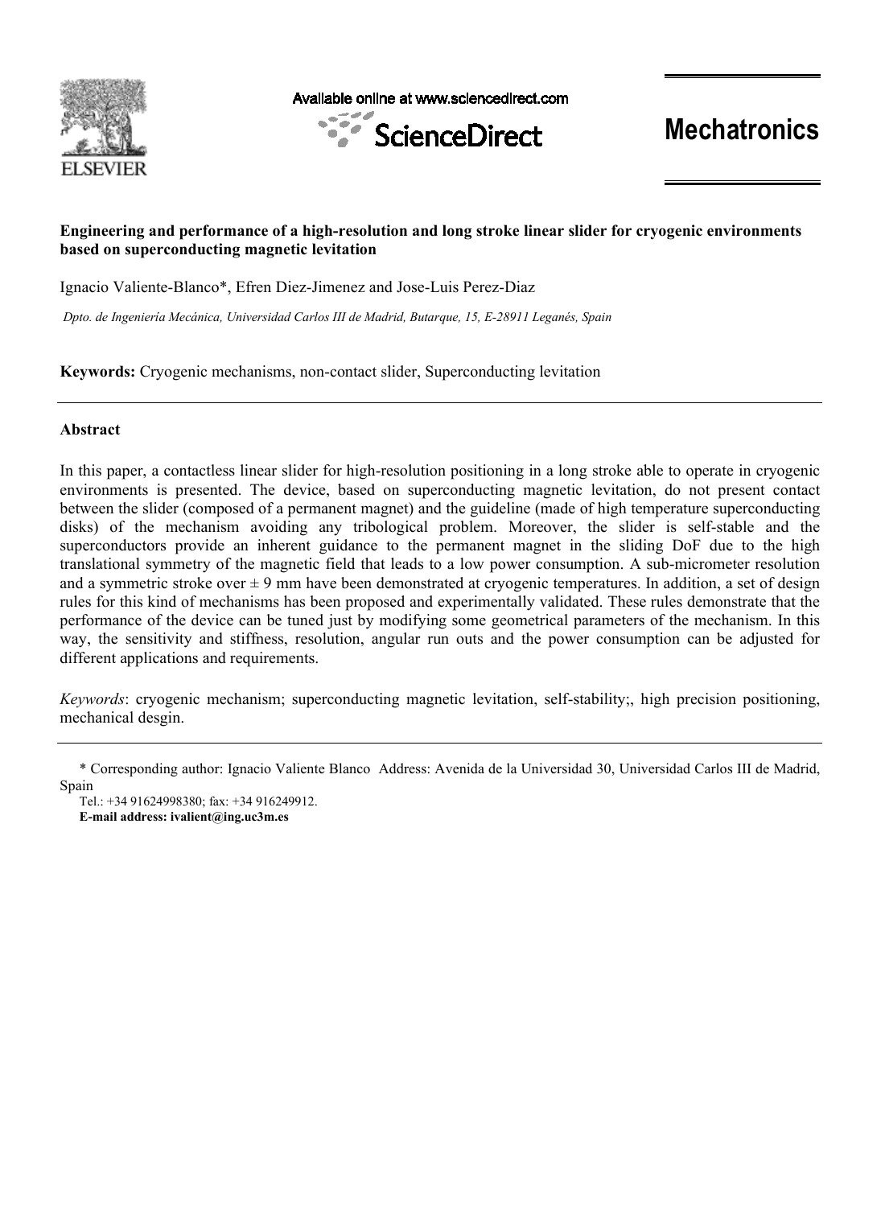Available online at www.sciencedirect.com

ScienceDirect

**Mechatronics**

# Engineering and performance of a high-resolution and long stroke linear slider for cryogenic environments based on superconducting magnetic levitation

Ignacio Valiente-Blanco*, Efren Diez-Jimenez and Jose-Luis Perez-Diaz

*Dpto. de Ingeniería Mecánica, Universidad Carlos III de Madrid, Butarque, 15, E-28911 Leganés, Spain*

**Keywords:** Cryogenic mechanisms, non-contact slider, Superconducting levitation

---

## Abstract

In this paper, a contactless linear slider for high-resolution positioning in a long stroke able to operate in cryogenic environments is presented. The device, based on superconducting magnetic levitation, do not present contact between the slider (composed of a permanent magnet) and the guideline (made of high temperature superconducting disks) of the mechanism avoiding any tribological problem. Moreover, the slider is self-stable and the superconductors provide an inherent guidance to the permanent magnet in the sliding DoF due to the high translational symmetry of the magnetic field that leads to a low power consumption. A sub-micrometer resolution and a symmetric stroke over ± 9 mm have been demonstrated at cryogenic temperatures. In addition, a set of design rules for this kind of mechanisms has been proposed and experimentally validated. These rules demonstrate that the performance of the device can be tuned just by modifying some geometrical parameters of the mechanism. In this way, the sensitivity and stiffness, resolution, angular run outs and the power consumption can be adjusted for different applications and requirements.

*Keywords*: cryogenic mechanism; superconducting magnetic levitation, self-stability;, high precision positioning, mechanical desgin.

---

\* Corresponding author: Ignacio Valiente Blanco Address: Avenida de la Universidad 30, Universidad Carlos III de Madrid, Spain

Tel.: +34 91624998380; fax: +34 916249912.

**E-mail address: ivalient@ing.uc3m.es**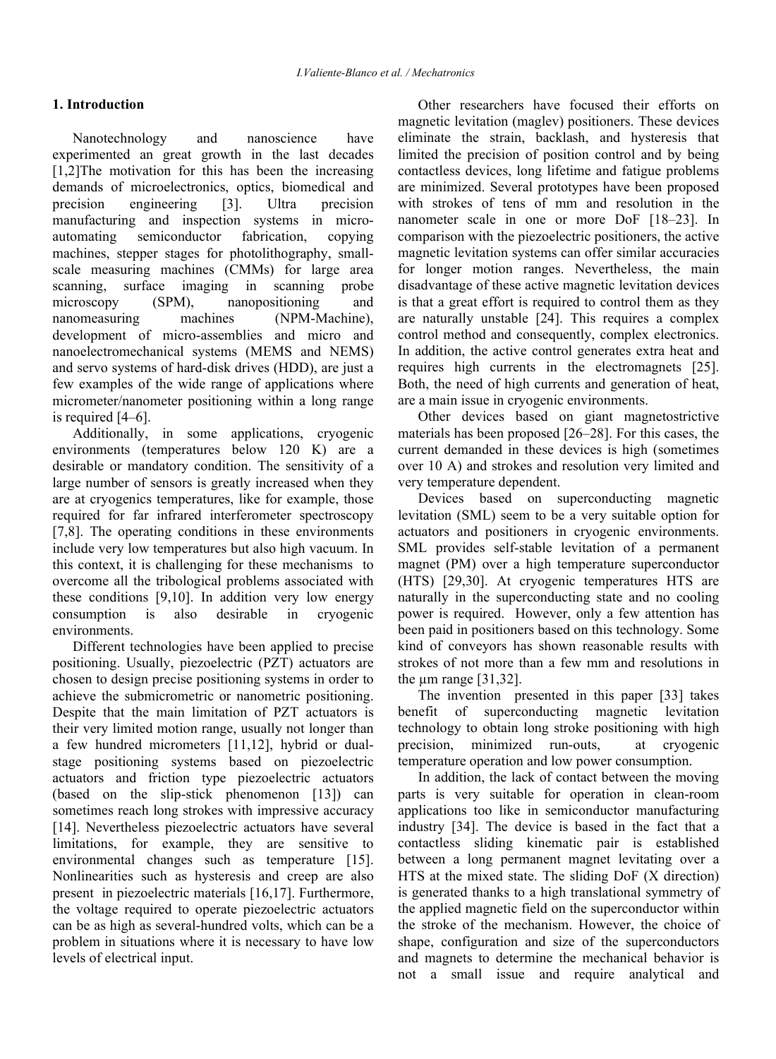## 1. Introduction

Nanotechnology and nanoscience have experimented an great growth in the last decades [1,2]The motivation for this has been the increasing demands of microelectronics, optics, biomedical and precision engineering [3]. Ultra precision manufacturing and inspection systems in micro-automating semiconductor fabrication, copying machines, stepper stages for photolithography, small-scale measuring machines (CMMs) for large area scanning, surface imaging in scanning probe microscopy (SPM), nanopositioning and nanomeasuring machines (NPM-Machine), development of micro-assemblies and micro and nanoelectromechanical systems (MEMS and NEMS) and servo systems of hard-disk drives (HDD), are just a few examples of the wide range of applications where micrometer/nanometer positioning within a long range is required [4–6].

Additionally, in some applications, cryogenic environments (temperatures below 120 K) are a desirable or mandatory condition. The sensitivity of a large number of sensors is greatly increased when they are at cryogenics temperatures, like for example, those required for far infrared interferometer spectroscopy [7,8]. The operating conditions in these environments include very low temperatures but also high vacuum. In this context, it is challenging for these mechanisms to overcome all the tribological problems associated with these conditions [9,10]. In addition very low energy consumption is also desirable in cryogenic environments.

Different technologies have been applied to precise positioning. Usually, piezoelectric (PZT) actuators are chosen to design precise positioning systems in order to achieve the submicrometric or nanometric positioning. Despite that the main limitation of PZT actuators is their very limited motion range, usually not longer than a few hundred micrometers [11,12], hybrid or dual-stage positioning systems based on piezoelectric actuators and friction type piezoelectric actuators (based on the slip-stick phenomenon [13]) can sometimes reach long strokes with impressive accuracy [14]. Nevertheless piezoelectric actuators have several limitations, for example, they are sensitive to environmental changes such as temperature [15]. Nonlinearities such as hysteresis and creep are also present in piezoelectric materials [16,17]. Furthermore, the voltage required to operate piezoelectric actuators can be as high as several-hundred volts, which can be a problem in situations where it is necessary to have low levels of electrical input.

Other researchers have focused their efforts on magnetic levitation (maglev) positioners. These devices eliminate the strain, backlash, and hysteresis that limited the precision of position control and by being contactless devices, long lifetime and fatigue problems are minimized. Several prototypes have been proposed with strokes of tens of mm and resolution in the nanometer scale in one or more DoF [18–23]. In comparison with the piezoelectric positioners, the active magnetic levitation systems can offer similar accuracies for longer motion ranges. Nevertheless, the main disadvantage of these active magnetic levitation devices is that a great effort is required to control them as they are naturally unstable [24]. This requires a complex control method and consequently, complex electronics. In addition, the active control generates extra heat and requires high currents in the electromagnets [25]. Both, the need of high currents and generation of heat, are a main issue in cryogenic environments.

Other devices based on giant magnetostrictive materials has been proposed [26–28]. For this cases, the current demanded in these devices is high (sometimes over 10 A) and strokes and resolution very limited and very temperature dependent.

Devices based on superconducting magnetic levitation (SML) seem to be a very suitable option for actuators and positioners in cryogenic environments. SML provides self-stable levitation of a permanent magnet (PM) over a high temperature superconductor (HTS) [29,30]. At cryogenic temperatures HTS are naturally in the superconducting state and no cooling power is required. However, only a few attention has been paid in positioners based on this technology. Some kind of conveyors has shown reasonable results with strokes of not more than a few mm and resolutions in the μm range [31,32].

The invention presented in this paper [33] takes benefit of superconducting magnetic levitation technology to obtain long stroke positioning with high precision, minimized run-outs, at cryogenic temperature operation and low power consumption.

In addition, the lack of contact between the moving parts is very suitable for operation in clean-room applications too like in semiconductor manufacturing industry [34]. The device is based in the fact that a contactless sliding kinematic pair is established between a long permanent magnet levitating over a HTS at the mixed state. The sliding DoF (X direction) is generated thanks to a high translational symmetry of the applied magnetic field on the superconductor within the stroke of the mechanism. However, the choice of shape, configuration and size of the superconductors and magnets to determine the mechanical behavior is not a small issue and require analytical and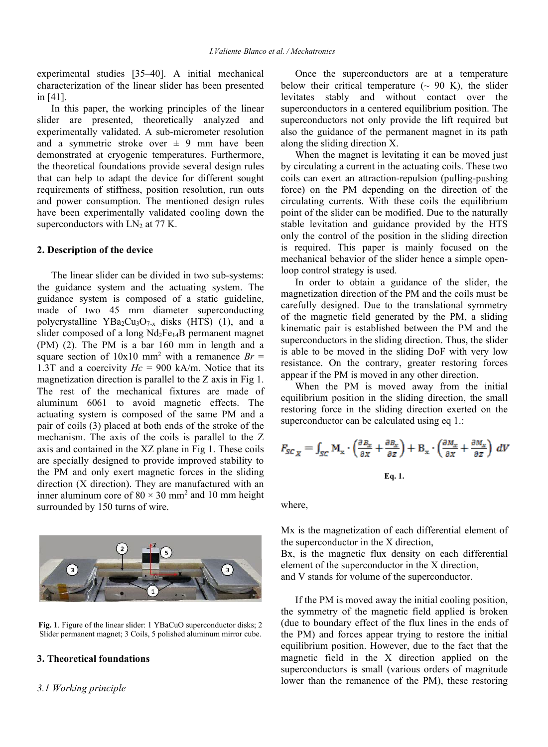experimental studies [35–40]. A initial mechanical characterization of the linear slider has been presented in [41].

In this paper, the working principles of the linear slider are presented, theoretically analyzed and experimentally validated. A sub-micrometer resolution and a symmetric stroke over ± 9 mm have been demonstrated at cryogenic temperatures. Furthermore, the theoretical foundations provide several design rules that can help to adapt the device for different sought requirements of stiffness, position resolution, run outs and power consumption. The mentioned design rules have been experimentally validated cooling down the superconductors with $LN_2$ at 77 K.

## 2. Description of the device

The linear slider can be divided in two sub-systems: the guidance system and the actuating system. The guidance system is composed of a static guideline, made of two 45 mm diameter superconducting polycrystalline $YBa_2Cu_3O_{7-x}$ disks (HTS) (1), and a slider composed of a long $Nd_2Fe_{14}B$ permanent magnet (PM) (2). The PM is a bar 160 mm in length and a square section of 10x10 mm$^2$ with a remanence $Br$ = 1.3T and a coercivity $Hc$ = 900 kA/m. Notice that its magnetization direction is parallel to the Z axis in Fig 1. The rest of the mechanical fixtures are made of aluminum 6061 to avoid magnetic effects. The actuating system is composed of the same PM and a pair of coils (3) placed at both ends of the stroke of the mechanism. The axis of the coils is parallel to the Z axis and contained in the XZ plane in Fig 1. These coils are specially designed to provide improved stability to the PM and only exert magnetic forces in the sliding direction (X direction). They are manufactured with an inner aluminum core of 80 × 30 mm$^2$ and 10 mm height surrounded by 150 turns of wire.

**Fig. 1**. Figure of the linear slider: 1 YBaCuO superconductor disks; 2 Slider permanent magnet; 3 Coils, 5 polished aluminum mirror cube.

## 3. Theoretical foundations

### *3.1 Working principle*

Once the superconductors are at a temperature below their critical temperature (~ 90 K), the slider levitates stably and without contact over the superconductors in a centered equilibrium position. The superconductors not only provide the lift required but also the guidance of the permanent magnet in its path along the sliding direction X.

When the magnet is levitating it can be moved just by circulating a current in the actuating coils. These two coils can exert an attraction-repulsion (pulling-pushing force) on the PM depending on the direction of the circulating currents. With these coils the equilibrium point of the slider can be modified. Due to the naturally stable levitation and guidance provided by the HTS only the control of the position in the sliding direction is required. This paper is mainly focused on the mechanical behavior of the slider hence a simple open-loop control strategy is used.

In order to obtain a guidance of the slider, the magnetization direction of the PM and the coils must be carefully designed. Due to the translational symmetry of the magnetic field generated by the PM, a sliding kinematic pair is established between the PM and the superconductors in the sliding direction. Thus, the slider is able to be moved in the sliding DoF with very low resistance. On the contrary, greater restoring forces appear if the PM is moved in any other direction.

When the PM is moved away from the initial equilibrium position in the sliding direction, the small restoring force in the sliding direction exerted on the superconductor can be calculated using eq 1.:

$$F_{SC_X} = \int_{SC} \mathrm{M_x} \cdot \left(\frac{\partial B_x}{\partial x} + \frac{\partial B_x}{\partial z}\right) + \mathrm{B_x} \cdot \left(\frac{\partial M_x}{\partial x} + \frac{\partial M_x}{\partial z}\right) \, dV$$

**Eq. 1.**

where,

Mx is the magnetization of each differential element of the superconductor in the X direction,
Bx, is the magnetic flux density on each differential element of the superconductor in the X direction,
and V stands for volume of the superconductor.

If the PM is moved away the initial cooling position, the symmetry of the magnetic field applied is broken (due to boundary effect of the flux lines in the ends of the PM) and forces appear trying to restore the initial equilibrium position. However, due to the fact that the magnetic field in the X direction applied on the superconductors is small (various orders of magnitude lower than the remanence of the PM), these restoring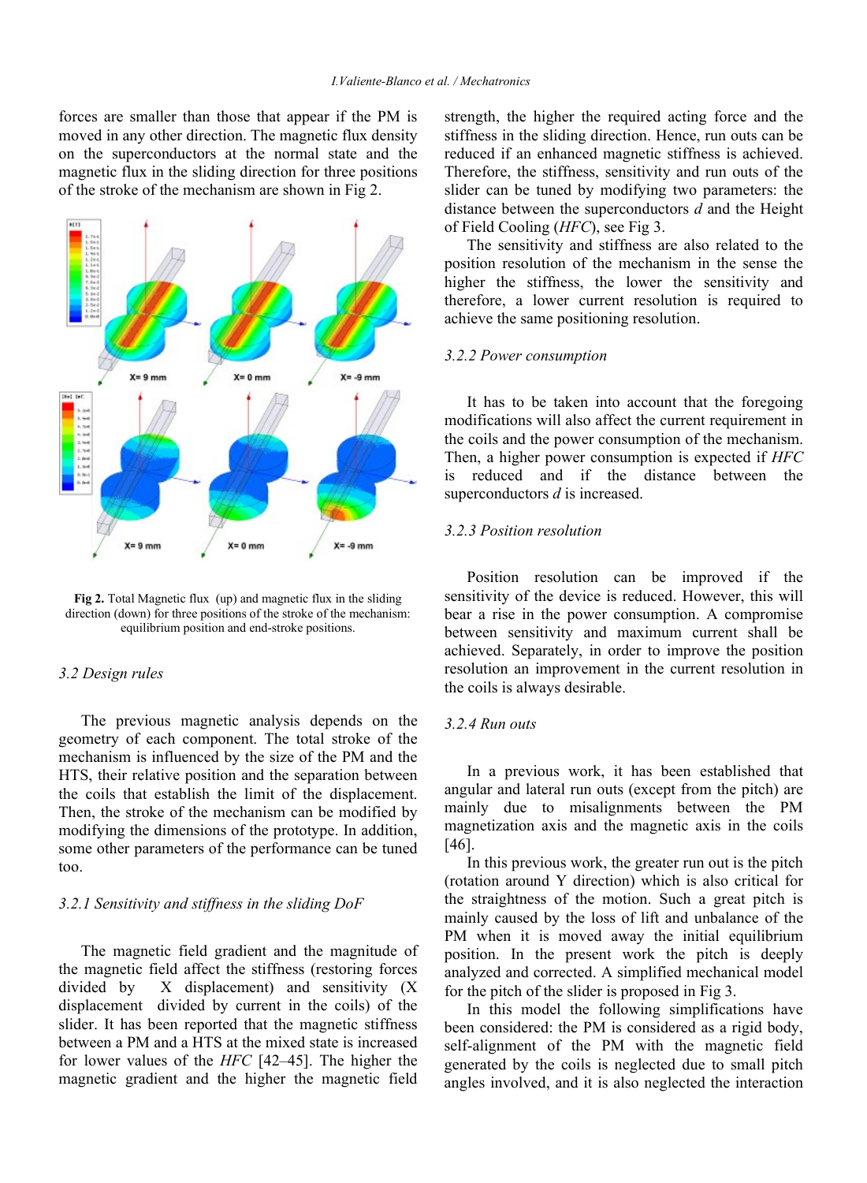forces are smaller than those that appear if the PM is moved in any other direction. The magnetic flux density on the superconductors at the normal state and the magnetic flux in the sliding direction for three positions of the stroke of the mechanism are shown in Fig 2.

**Fig 2.** Total Magnetic flux (up) and magnetic flux in the sliding direction (down) for three positions of the stroke of the mechanism: equilibrium position and end-stroke positions.

### 3.2 Design rules

The previous magnetic analysis depends on the geometry of each component. The total stroke of the mechanism is influenced by the size of the PM and the HTS, their relative position and the separation between the coils that establish the limit of the displacement. Then, the stroke of the mechanism can be modified by modifying the dimensions of the prototype. In addition, some other parameters of the performance can be tuned too.

#### 3.2.1 Sensitivity and stiffness in the sliding DoF

The magnetic field gradient and the magnitude of the magnetic field affect the stiffness (restoring forces divided by X displacement) and sensitivity (X displacement divided by current in the coils) of the slider. It has been reported that the magnetic stiffness between a PM and a HTS at the mixed state is increased for lower values of the *HFC* [42–45]. The higher the magnetic gradient and the higher the magnetic field strength, the higher the required acting force and the stiffness in the sliding direction. Hence, run outs can be reduced if an enhanced magnetic stiffness is achieved. Therefore, the stiffness, sensitivity and run outs of the slider can be tuned by modifying two parameters: the distance between the superconductors *d* and the Height of Field Cooling (*HFC*), see Fig 3.

The sensitivity and stiffness are also related to the position resolution of the mechanism in the sense the higher the stiffness, the lower the sensitivity and therefore, a lower current resolution is required to achieve the same positioning resolution.

#### 3.2.2 Power consumption

It has to be taken into account that the foregoing modifications will also affect the current requirement in the coils and the power consumption of the mechanism. Then, a higher power consumption is expected if *HFC* is reduced and if the distance between the superconductors *d* is increased.

#### 3.2.3 Position resolution

Position resolution can be improved if the sensitivity of the device is reduced. However, this will bear a rise in the power consumption. A compromise between sensitivity and maximum current shall be achieved. Separately, in order to improve the position resolution an improvement in the current resolution in the coils is always desirable.

#### 3.2.4 Run outs

In a previous work, it has been established that angular and lateral run outs (except from the pitch) are mainly due to misalignments between the PM magnetization axis and the magnetic axis in the coils [46].

In this previous work, the greater run out is the pitch (rotation around Y direction) which is also critical for the straightness of the motion. Such a great pitch is mainly caused by the loss of lift and unbalance of the PM when it is moved away the initial equilibrium position. In the present work the pitch is deeply analyzed and corrected. A simplified mechanical model for the pitch of the slider is proposed in Fig 3.

In this model the following simplifications have been considered: the PM is considered as a rigid body, self-alignment of the PM with the magnetic field generated by the coils is neglected due to small pitch angles involved, and it is also neglected the interaction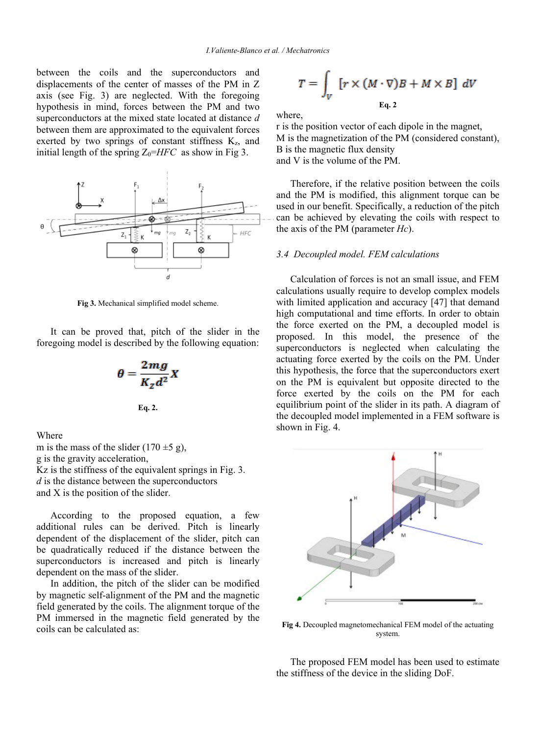between the coils and the superconductors and displacements of the center of masses of the PM in Z axis (see Fig. 3) are neglected. With the foregoing hypothesis in mind, forces between the PM and two superconductors at the mixed state located at distance *d* between them are approximated to the equivalent forces exerted by two springs of constant stiffness $K_z$, and initial length of the spring $Z_0$=*HFC* as show in Fig 3.

**Fig 3.** Mechanical simplified model scheme.

It can be proved that, pitch of the slider in the foregoing model is described by the following equation:

$$\theta = \frac{2mg}{K_z d^2} X$$

**Eq. 2.**

Where
m is the mass of the slider (170 ±5 g),
g is the gravity acceleration,
Kz is the stiffness of the equivalent springs in Fig. 3.
*d* is the distance between the superconductors
and X is the position of the slider.

According to the proposed equation, a few additional rules can be derived. Pitch is linearly dependent of the displacement of the slider, pitch can be quadratically reduced if the distance between the superconductors is increased and pitch is linearly dependent on the mass of the slider.

In addition, the pitch of the slider can be modified by magnetic self-alignment of the PM and the magnetic field generated by the coils. The alignment torque of the PM immersed in the magnetic field generated by the coils can be calculated as:

$$T = \int_V \left[ r \times (M \cdot \nabla) B + M \times B \right] dV$$

**Eq. 2**

where,
r is the position vector of each dipole in the magnet,
M is the magnetization of the PM (considered constant),
B is the magnetic flux density
and V is the volume of the PM.

Therefore, if the relative position between the coils and the PM is modified, this alignment torque can be used in our benefit. Specifically, a reduction of the pitch can be achieved by elevating the coils with respect to the axis of the PM (parameter *Hc*).

### *3.4 Decoupled model. FEM calculations*

Calculation of forces is not an small issue, and FEM calculations usually require to develop complex models with limited application and accuracy [47] that demand high computational and time efforts. In order to obtain the force exerted on the PM, a decoupled model is proposed. In this model, the presence of the superconductors is neglected when calculating the actuating force exerted by the coils on the PM. Under this hypothesis, the force that the superconductors exert on the PM is equivalent but opposite directed to the force exerted by the coils on the PM for each equilibrium point of the slider in its path. A diagram of the decoupled model implemented in a FEM software is shown in Fig. 4.

**Fig 4.** Decoupled magnetomechanical FEM model of the actuating system.

The proposed FEM model has been used to estimate the stiffness of the device in the sliding DoF.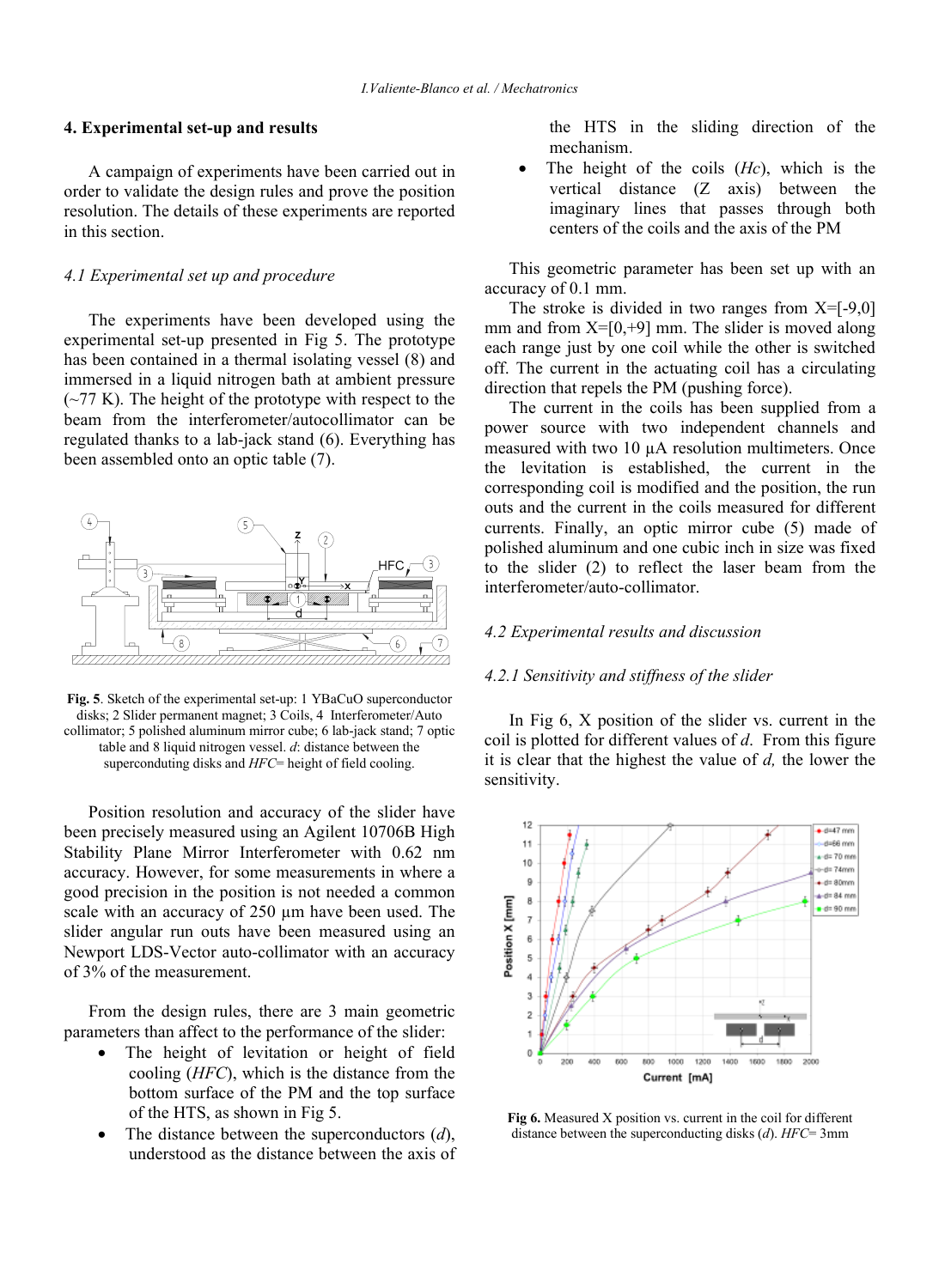## 4. Experimental set-up and results

A campaign of experiments have been carried out in order to validate the design rules and prove the position resolution. The details of these experiments are reported in this section.

### 4.1 Experimental set up and procedure

The experiments have been developed using the experimental set-up presented in Fig 5. The prototype has been contained in a thermal isolating vessel (8) and immersed in a liquid nitrogen bath at ambient pressure (~77 K). The height of the prototype with respect to the beam from the interferometer/autocollimator can be regulated thanks to a lab-jack stand (6). Everything has been assembled onto an optic table (7).

**Fig. 5**. Sketch of the experimental set-up: 1 YBaCuO superconductor disks; 2 Slider permanent magnet; 3 Coils, 4 Interferometer/Auto collimator; 5 polished aluminum mirror cube; 6 lab-jack stand; 7 optic table and 8 liquid nitrogen vessel. *d*: distance between the superconducting disks and *HFC*= height of field cooling.

Position resolution and accuracy of the slider have been precisely measured using an Agilent 10706B High Stability Plane Mirror Interferometer with 0.62 nm accuracy. However, for some measurements in where a good precision in the position is not needed a common scale with an accuracy of 250 µm have been used. The slider angular run outs have been measured using an Newport LDS-Vector auto-collimator with an accuracy of 3% of the measurement.

From the design rules, there are 3 main geometric parameters than affect to the performance of the slider:

- The height of levitation or height of field cooling (*HFC*), which is the distance from the bottom surface of the PM and the top surface of the HTS, as shown in Fig 5.
- The distance between the superconductors (*d*), understood as the distance between the axis of the HTS in the sliding direction of the mechanism.
- The height of the coils (*Hc*), which is the vertical distance (Z axis) between the imaginary lines that passes through both centers of the coils and the axis of the PM

This geometric parameter has been set up with an accuracy of 0.1 mm.

The stroke is divided in two ranges from X=[-9,0] mm and from X=[0,+9] mm. The slider is moved along each range just by one coil while the other is switched off. The current in the actuating coil has a circulating direction that repels the PM (pushing force).

The current in the coils has been supplied from a power source with two independent channels and measured with two 10 µA resolution multimeters. Once the levitation is established, the current in the corresponding coil is modified and the position, the run outs and the current in the coils measured for different currents. Finally, an optic mirror cube (5) made of polished aluminum and one cubic inch in size was fixed to the slider (2) to reflect the laser beam from the interferometer/auto-collimator.

### 4.2 Experimental results and discussion

#### 4.2.1 Sensitivity and stiffness of the slider

In Fig 6, X position of the slider vs. current in the coil is plotted for different values of *d*. From this figure it is clear that the highest the value of *d,* the lower the sensitivity.

**Fig 6.** Measured X position vs. current in the coil for different distance between the superconducting disks (*d*). *HFC*= 3mm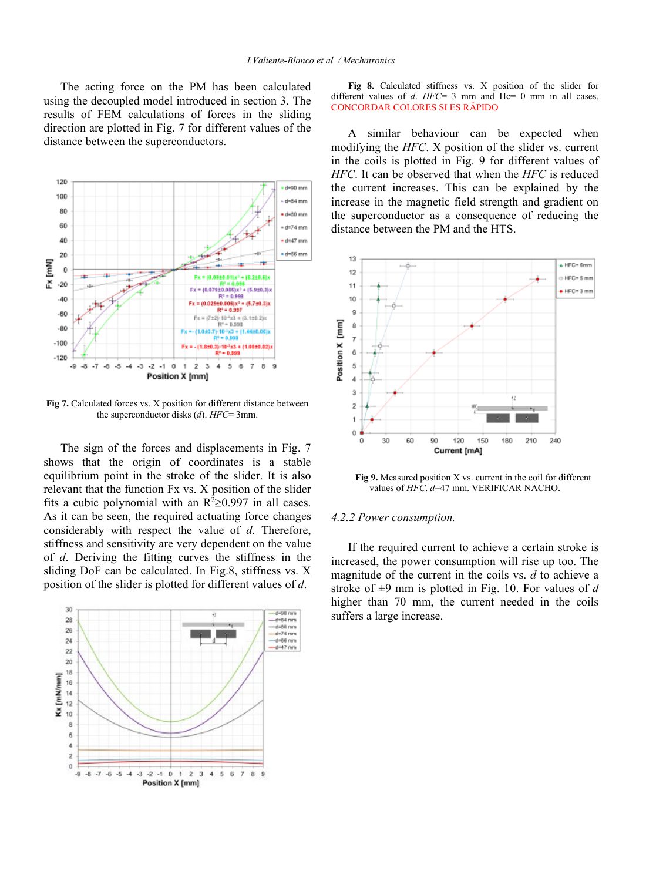The acting force on the PM has been calculated using the decoupled model introduced in section 3. The results of FEM calculations of forces in the sliding direction are plotted in Fig. 7 for different values of the distance between the superconductors.

**Fig 7.** Calculated forces vs. X position for different distance between the superconductor disks (*d*). *HFC*= 3mm.

The sign of the forces and displacements in Fig. 7 shows that the origin of coordinates is a stable equilibrium point in the stroke of the slider. It is also relevant that the function Fx vs. X position of the slider fits a cubic polynomial with an $R^2 \geq 0.997$ in all cases. As it can be seen, the required actuating force changes considerably with respect the value of *d*. Therefore, stiffness and sensitivity are very dependent on the value of *d*. Deriving the fitting curves the stiffness in the sliding DoF can be calculated. In Fig.8, stiffness vs. X position of the slider is plotted for different values of *d*.

**Fig 8.** Calculated stiffness vs. X position of the slider for different values of *d*. *HFC*= 3 mm and Hc= 0 mm in all cases. CONCORDAR COLORES SI ES RÁPIDO

A similar behaviour can be expected when modifying the *HFC*. X position of the slider vs. current in the coils is plotted in Fig. 9 for different values of *HFC*. It can be observed that when the *HFC* is reduced the current increases. This can be explained by the increase in the magnetic field strength and gradient on the superconductor as a consequence of reducing the distance between the PM and the HTS.

**Fig 9.** Measured position X vs. current in the coil for different values of *HFC*. *d*=47 mm. VERIFICAR NACHO.

### 4.2.2 Power consumption.

If the required current to achieve a certain stroke is increased, the power consumption will rise up too. The magnitude of the current in the coils vs. *d* to achieve a stroke of ±9 mm is plotted in Fig. 10. For values of *d* higher than 70 mm, the current needed in the coils suffers a large increase.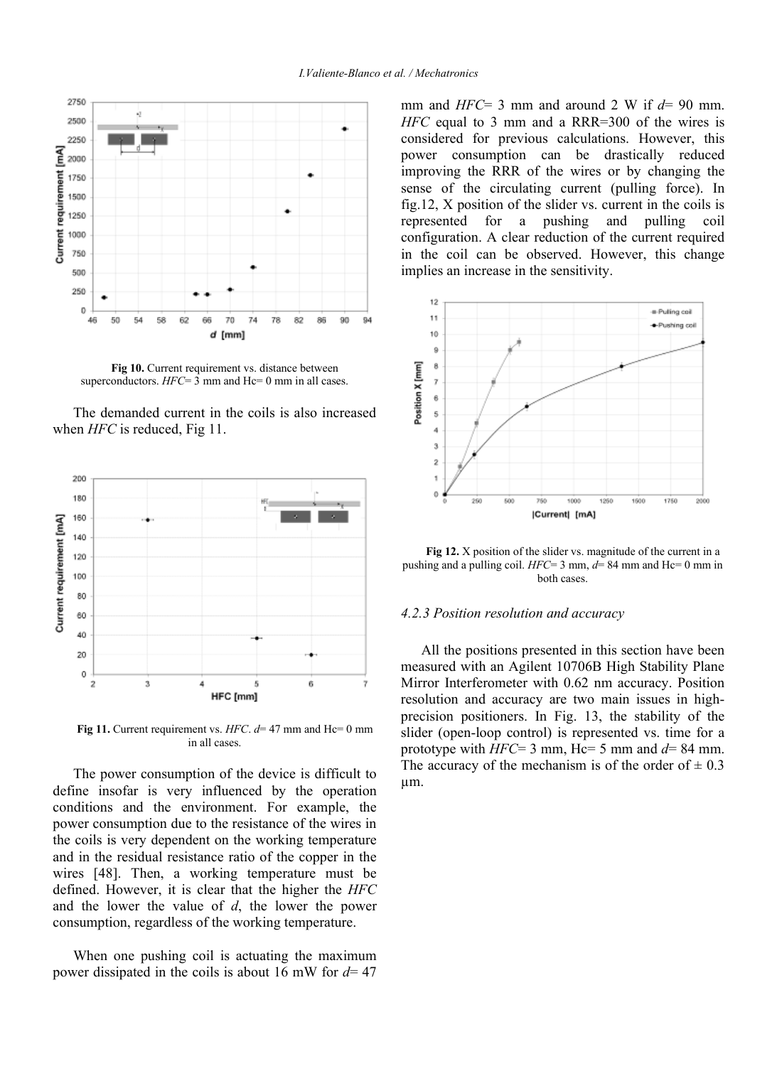Fig 10. Current requirement vs. distance between superconductors. *HFC*= 3 mm and Hc= 0 mm in all cases.

The demanded current in the coils is also increased when *HFC* is reduced, Fig 11.

Fig 11. Current requirement vs. *HFC*. *d*= 47 mm and Hc= 0 mm in all cases.

The power consumption of the device is difficult to define insofar is very influenced by the operation conditions and the environment. For example, the power consumption due to the resistance of the wires in the coils is very dependent on the working temperature and in the residual resistance ratio of the copper in the wires [48]. Then, a working temperature must be defined. However, it is clear that the higher the *HFC* and the lower the value of *d*, the lower the power consumption, regardless of the working temperature.

When one pushing coil is actuating the maximum power dissipated in the coils is about 16 mW for *d*= 47 mm and *HFC*= 3 mm and around 2 W if *d*= 90 mm. *HFC* equal to 3 mm and a RRR=300 of the wires is considered for previous calculations. However, this power consumption can be drastically reduced improving the RRR of the wires or by changing the sense of the circulating current (pulling force). In fig.12, X position of the slider vs. current in the coils is represented for a pushing and pulling coil configuration. A clear reduction of the current required in the coil can be observed. However, this change implies an increase in the sensitivity.

Fig 12. X position of the slider vs. magnitude of the current in a pushing and a pulling coil. *HFC*= 3 mm, *d*= 84 mm and Hc= 0 mm in both cases.

### 4.2.3 Position resolution and accuracy

All the positions presented in this section have been measured with an Agilent 10706B High Stability Plane Mirror Interferometer with 0.62 nm accuracy. Position resolution and accuracy are two main issues in high-precision positioners. In Fig. 13, the stability of the slider (open-loop control) is represented vs. time for a prototype with *HFC*= 3 mm, Hc= 5 mm and *d*= 84 mm. The accuracy of the mechanism is of the order of ± 0.3 μm.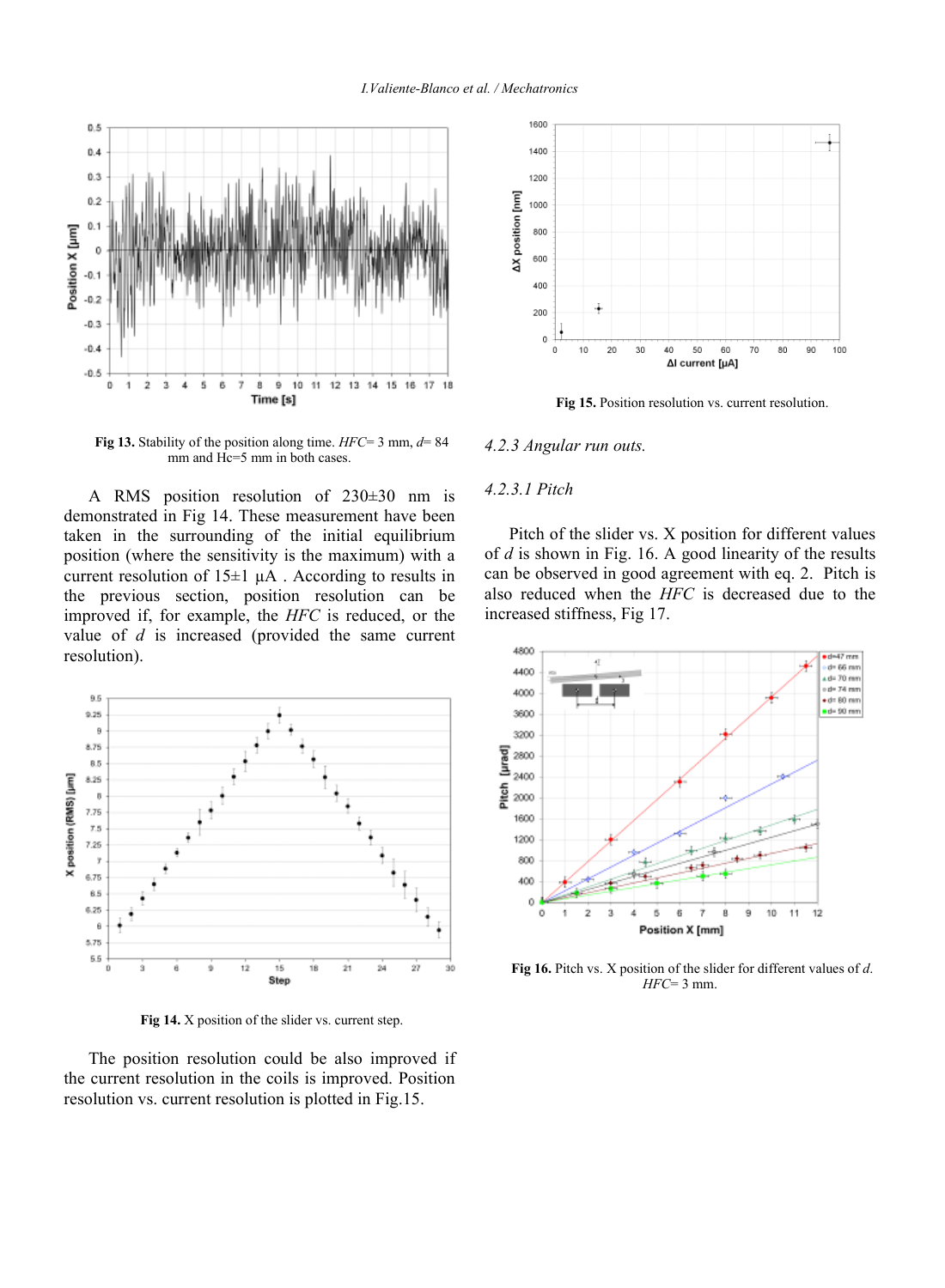Fig 13. Stability of the position along time. *HFC*= 3 mm, *d*= 84 mm and Hc=5 mm in both cases.

A RMS position resolution of 230±30 nm is demonstrated in Fig 14. These measurement have been taken in the surrounding of the initial equilibrium position (where the sensitivity is the maximum) with a current resolution of 15±1 μA . According to results in the previous section, position resolution can be improved if, for example, the *HFC* is reduced, or the value of *d* is increased (provided the same current resolution).

Fig 14. X position of the slider vs. current step.

The position resolution could be also improved if the current resolution in the coils is improved. Position resolution vs. current resolution is plotted in Fig.15.

Fig 15. Position resolution vs. current resolution.

### 4.2.3 Angular run outs.

#### 4.2.3.1 Pitch

Pitch of the slider vs. X position for different values of *d* is shown in Fig. 16. A good linearity of the results can be observed in good agreement with eq. 2. Pitch is also reduced when the *HFC* is decreased due to the increased stiffness, Fig 17.

Fig 16. Pitch vs. X position of the slider for different values of *d*. *HFC*= 3 mm.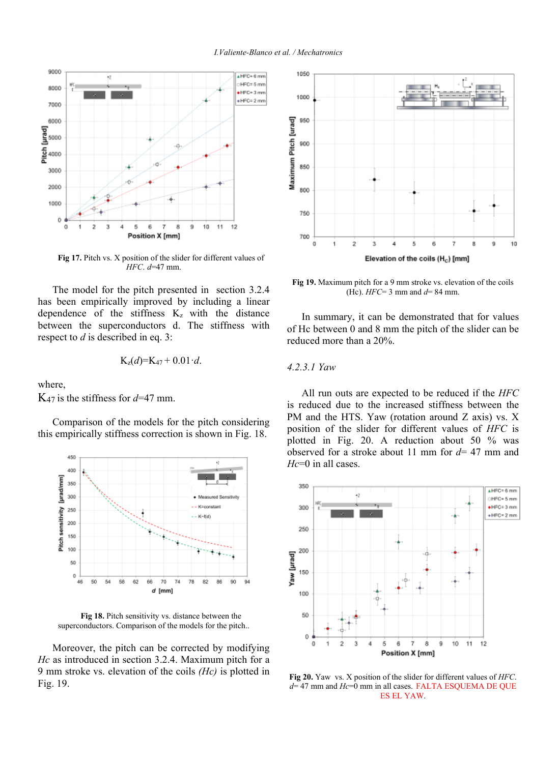**Fig 17.** Pitch vs. X position of the slider for different values of *HFC*. *d*=47 mm.

The model for the pitch presented in section 3.2.4 has been empirically improved by including a linear dependence of the stiffness $K_z$ with the distance between the superconductors d. The stiffness with respect to *d* is described in eq. 3:

$$K_z(d)=K_{47}+0.01\cdot d.$$

where,

$K_{47}$ is the stiffness for *d*=47 mm.

Comparison of the models for the pitch considering this empirically stiffness correction is shown in Fig. 18.

**Fig 18.** Pitch sensitivity vs. distance between the superconductors. Comparison of the models for the pitch..

Moreover, the pitch can be corrected by modifying *Hc* as introduced in section 3.2.4. Maximum pitch for a 9 mm stroke vs. elevation of the coils *(Hc)* is plotted in Fig. 19.

**Fig 19.** Maximum pitch for a 9 mm stroke vs. elevation of the coils (Hc). *HFC*= 3 mm and *d*= 84 mm.

In summary, it can be demonstrated that for values of Hc between 0 and 8 mm the pitch of the slider can be reduced more than a 20%.

*4.2.3.1 Yaw*

All run outs are expected to be reduced if the *HFC* is reduced due to the increased stiffness between the PM and the HTS. Yaw (rotation around Z axis) vs. X position of the slider for different values of *HFC* is plotted in Fig. 20. A reduction about 50 % was observed for a stroke about 11 mm for *d*= 47 mm and *Hc*=0 in all cases.

**Fig 20.** Yaw vs. X position of the slider for different values of *HFC*. *d*= 47 mm and *Hc*=0 mm in all cases. FALTA ESQUEMA DE QUE ES EL YAW.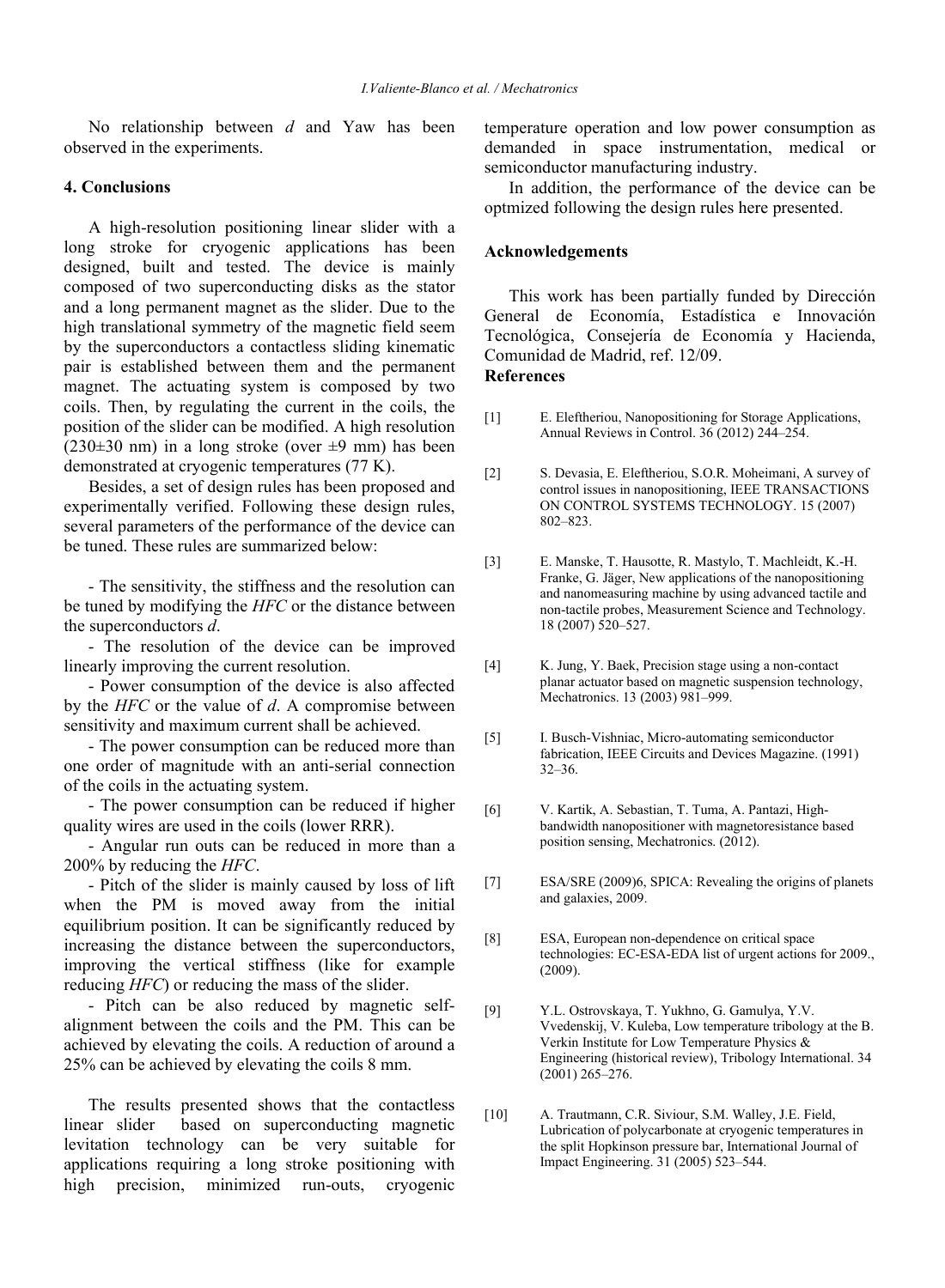No relationship between *d* and Yaw has been observed in the experiments.

## 4. Conclusions

A high-resolution positioning linear slider with a long stroke for cryogenic applications has been designed, built and tested. The device is mainly composed of two superconducting disks as the stator and a long permanent magnet as the slider. Due to the high translational symmetry of the magnetic field seem by the superconductors a contactless sliding kinematic pair is established between them and the permanent magnet. The actuating system is composed by two coils. Then, by regulating the current in the coils, the position of the slider can be modified. A high resolution (230±30 nm) in a long stroke (over ±9 mm) has been demonstrated at cryogenic temperatures (77 K).

Besides, a set of design rules has been proposed and experimentally verified. Following these design rules, several parameters of the performance of the device can be tuned. These rules are summarized below:

- The sensitivity, the stiffness and the resolution can be tuned by modifying the *HFC* or the distance between the superconductors *d*.
- The resolution of the device can be improved linearly improving the current resolution.
- Power consumption of the device is also affected by the *HFC* or the value of *d*. A compromise between sensitivity and maximum current shall be achieved.
- The power consumption can be reduced more than one order of magnitude with an anti-serial connection of the coils in the actuating system.
- The power consumption can be reduced if higher quality wires are used in the coils (lower RRR).
- Angular run outs can be reduced in more than a 200% by reducing the *HFC*.
- Pitch of the slider is mainly caused by loss of lift when the PM is moved away from the initial equilibrium position. It can be significantly reduced by increasing the distance between the superconductors, improving the vertical stiffness (like for example reducing *HFC*) or reducing the mass of the slider.
- Pitch can be also reduced by magnetic self-alignment between the coils and the PM. This can be achieved by elevating the coils. A reduction of around a 25% can be achieved by elevating the coils 8 mm.

The results presented shows that the contactless linear slider based on superconducting magnetic levitation technology can be very suitable for applications requiring a long stroke positioning with high precision, minimized run-outs, cryogenic temperature operation and low power consumption as demanded in space instrumentation, medical or semiconductor manufacturing industry.

In addition, the performance of the device can be optmized following the design rules here presented.

## Acknowledgements

This work has been partially funded by Dirección General de Economía, Estadística e Innovación Tecnológica, Consejería de Economía y Hacienda, Comunidad de Madrid, ref. 12/09.

## References

[1] E. Eleftheriou, Nanopositioning for Storage Applications, Annual Reviews in Control. 36 (2012) 244–254.

[2] S. Devasia, E. Eleftheriou, S.O.R. Moheimani, A survey of control issues in nanopositioning, IEEE TRANSACTIONS ON CONTROL SYSTEMS TECHNOLOGY. 15 (2007) 802–823.

[3] E. Manske, T. Hausotte, R. Mastylo, T. Machleidt, K.-H. Franke, G. Jäger, New applications of the nanopositioning and nanomeasuring machine by using advanced tactile and non-tactile probes, Measurement Science and Technology. 18 (2007) 520–527.

[4] K. Jung, Y. Baek, Precision stage using a non-contact planar actuator based on magnetic suspension technology, Mechatronics. 13 (2003) 981–999.

[5] I. Busch-Vishniac, Micro-automating semiconductor fabrication, IEEE Circuits and Devices Magazine. (1991) 32–36.

[6] V. Kartik, A. Sebastian, T. Tuma, A. Pantazi, High-bandwidth nanopositioner with magnetoresistance based position sensing, Mechatronics. (2012).

[7] ESA/SRE (2009)6, SPICA: Revealing the origins of planets and galaxies, 2009.

[8] ESA, European non-dependence on critical space technologies: EC-ESA-EDA list of urgent actions for 2009., (2009).

[9] Y.L. Ostrovskaya, T. Yukhno, G. Gamulya, Y.V. Vvedenskij, V. Kuleba, Low temperature tribology at the B. Verkin Institute for Low Temperature Physics & Engineering (historical review), Tribology International. 34 (2001) 265–276.

[10] A. Trautmann, C.R. Siviour, S.M. Walley, J.E. Field, Lubrication of polycarbonate at cryogenic temperatures in the split Hopkinson pressure bar, International Journal of Impact Engineering. 31 (2005) 523–544.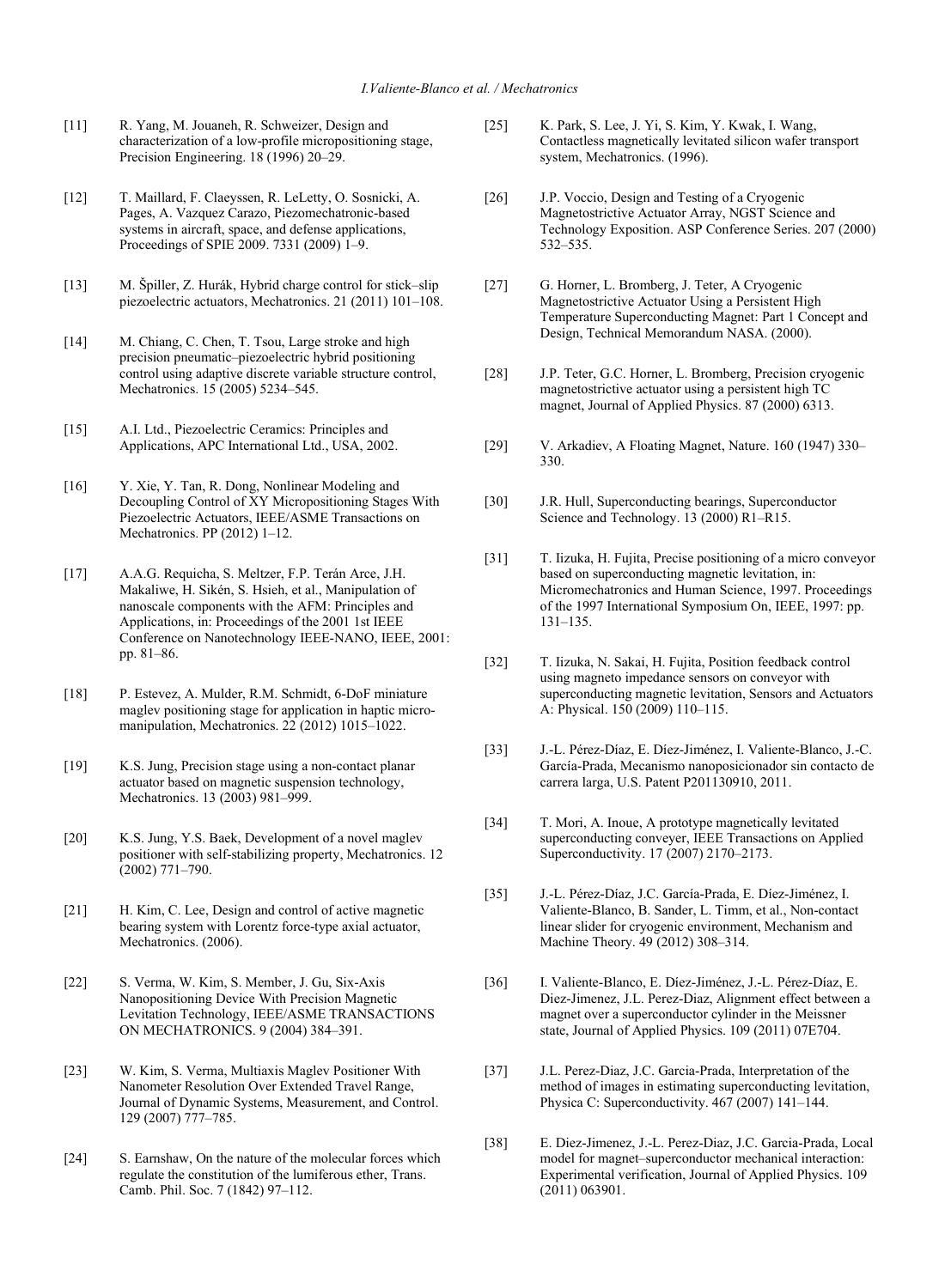[11] R. Yang, M. Jouaneh, R. Schweizer, Design and characterization of a low-profile micropositioning stage, Precision Engineering. 18 (1996) 20–29.

[12] T. Maillard, F. Claeyssen, R. LeLetty, O. Sosnicki, A. Pages, A. Vazquez Carazo, Piezomechatronic-based systems in aircraft, space, and defense applications, Proceedings of SPIE 2009. 7331 (2009) 1–9.

[13] M. Špiller, Z. Hurák, Hybrid charge control for stick–slip piezoelectric actuators, Mechatronics. 21 (2011) 101–108.

[14] M. Chiang, C. Chen, T. Tsou, Large stroke and high precision pneumatic–piezoelectric hybrid positioning control using adaptive discrete variable structure control, Mechatronics. 15 (2005) 5234–545.

[15] A.I. Ltd., Piezoelectric Ceramics: Principles and Applications, APC International Ltd., USA, 2002.

[16] Y. Xie, Y. Tan, R. Dong, Nonlinear Modeling and Decoupling Control of XY Micropositioning Stages With Piezoelectric Actuators, IEEE/ASME Transactions on Mechatronics. PP (2012) 1–12.

[17] A.A.G. Requicha, S. Meltzer, F.P. Terán Arce, J.H. Makaliwe, H. Sikén, S. Hsieh, et al., Manipulation of nanoscale components with the AFM: Principles and Applications, in: Proceedings of the 2001 1st IEEE Conference on Nanotechnology IEEE-NANO, IEEE, 2001: pp. 81–86.

[18] P. Estevez, A. Mulder, R.M. Schmidt, 6-DoF miniature maglev positioning stage for application in haptic micro-manipulation, Mechatronics. 22 (2012) 1015–1022.

[19] K.S. Jung, Precision stage using a non-contact planar actuator based on magnetic suspension technology, Mechatronics. 13 (2003) 981–999.

[20] K.S. Jung, Y.S. Baek, Development of a novel maglev positioner with self-stabilizing property, Mechatronics. 12 (2002) 771–790.

[21] H. Kim, C. Lee, Design and control of active magnetic bearing system with Lorentz force-type axial actuator, Mechatronics. (2006).

[22] S. Verma, W. Kim, S. Member, J. Gu, Six-Axis Nanopositioning Device With Precision Magnetic Levitation Technology, IEEE/ASME TRANSACTIONS ON MECHATRONICS. 9 (2004) 384–391.

[23] W. Kim, S. Verma, Multiaxis Maglev Positioner With Nanometer Resolution Over Extended Travel Range, Journal of Dynamic Systems, Measurement, and Control. 129 (2007) 777–785.

[24] S. Earnshaw, On the nature of the molecular forces which regulate the constitution of the lumiferous ether, Trans. Camb. Phil. Soc. 7 (1842) 97–112.

[25] K. Park, S. Lee, J. Yi, S. Kim, Y. Kwak, I. Wang, Contactless magnetically levitated silicon wafer transport system, Mechatronics. (1996).

[26] J.P. Voccio, Design and Testing of a Cryogenic Magnetostrictive Actuator Array, NGST Science and Technology Exposition. ASP Conference Series. 207 (2000) 532–535.

[27] G. Horner, L. Bromberg, J. Teter, A Cryogenic Magnetostrictive Actuator Using a Persistent High Temperature Superconducting Magnet: Part 1 Concept and Design, Technical Memorandum NASA. (2000).

[28] J.P. Teter, G.C. Horner, L. Bromberg, Precision cryogenic magnetostrictive actuator using a persistent high TC magnet, Journal of Applied Physics. 87 (2000) 6313.

[29] V. Arkadiev, A Floating Magnet, Nature. 160 (1947) 330–330.

[30] J.R. Hull, Superconducting bearings, Superconductor Science and Technology. 13 (2000) R1–R15.

[31] T. Iizuka, H. Fujita, Precise positioning of a micro conveyor based on superconducting magnetic levitation, in: Micromechatronics and Human Science, 1997. Proceedings of the 1997 International Symposium On, IEEE, 1997: pp. 131–135.

[32] T. Iizuka, N. Sakai, H. Fujita, Position feedback control using magneto impedance sensors on conveyor with superconducting magnetic levitation, Sensors and Actuators A: Physical. 150 (2009) 110–115.

[33] J.-L. Pérez-Díaz, E. Díez-Jiménez, I. Valiente-Blanco, J.-C. García-Prada, Mecanismo nanoposicionador sin contacto de carrera larga, U.S. Patent P201130910, 2011.

[34] T. Mori, A. Inoue, A prototype magnetically levitated superconducting conveyer, IEEE Transactions on Applied Superconductivity. 17 (2007) 2170–2173.

[35] J.-L. Pérez-Díaz, J.C. García-Prada, E. Díez-Jiménez, I. Valiente-Blanco, B. Sander, L. Timm, et al., Non-contact linear slider for cryogenic environment, Mechanism and Machine Theory. 49 (2012) 308–314.

[36] I. Valiente-Blanco, E. Díez-Jiménez, J.-L. Pérez-Díaz, E. Diez-Jimenez, J.L. Perez-Diaz, Alignment effect between a magnet over a superconductor cylinder in the Meissner state, Journal of Applied Physics. 109 (2011) 07E704.

[37] J.L. Perez-Diaz, J.C. Garcia-Prada, Interpretation of the method of images in estimating superconducting levitation, Physica C: Superconductivity. 467 (2007) 141–144.

[38] E. Diez-Jimenez, J.-L. Perez-Diaz, J.C. Garcia-Prada, Local model for magnet–superconductor mechanical interaction: Experimental verification, Journal of Applied Physics. 109 (2011) 063901.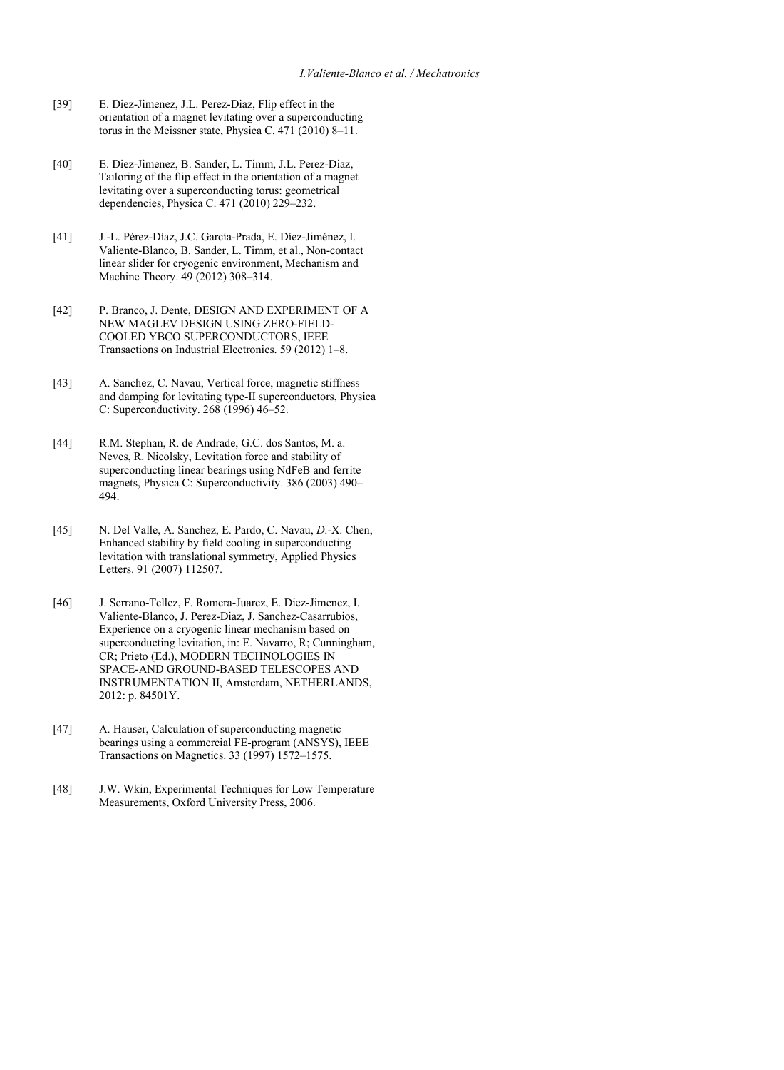[39] E. Diez-Jimenez, J.L. Perez-Diaz, Flip effect in the orientation of a magnet levitating over a superconducting torus in the Meissner state, Physica C. 471 (2010) 8–11.

[40] E. Diez-Jimenez, B. Sander, L. Timm, J.L. Perez-Diaz, Tailoring of the flip effect in the orientation of a magnet levitating over a superconducting torus: geometrical dependencies, Physica C. 471 (2010) 229–232.

[41] J.-L. Pérez-Díaz, J.C. García-Prada, E. Díez-Jiménez, I. Valiente-Blanco, B. Sander, L. Timm, et al., Non-contact linear slider for cryogenic environment, Mechanism and Machine Theory. 49 (2012) 308–314.

[42] P. Branco, J. Dente, DESIGN AND EXPERIMENT OF A NEW MAGLEV DESIGN USING ZERO-FIELD-COOLED YBCO SUPERCONDUCTORS, IEEE Transactions on Industrial Electronics. 59 (2012) 1–8.

[43] A. Sanchez, C. Navau, Vertical force, magnetic stiffness and damping for levitating type-II superconductors, Physica C: Superconductivity. 268 (1996) 46–52.

[44] R.M. Stephan, R. de Andrade, G.C. dos Santos, M. a. Neves, R. Nicolsky, Levitation force and stability of superconducting linear bearings using NdFeB and ferrite magnets, Physica C: Superconductivity. 386 (2003) 490–494.

[45] N. Del Valle, A. Sanchez, E. Pardo, C. Navau, *D*.-X. Chen, Enhanced stability by field cooling in superconducting levitation with translational symmetry, Applied Physics Letters. 91 (2007) 112507.

[46] J. Serrano-Tellez, F. Romera-Juarez, E. Diez-Jimenez, I. Valiente-Blanco, J. Perez-Diaz, J. Sanchez-Casarrubios, Experience on a cryogenic linear mechanism based on superconducting levitation, in: E. Navarro, R; Cunningham, CR; Prieto (Ed.), MODERN TECHNOLOGIES IN SPACE-AND GROUND-BASED TELESCOPES AND INSTRUMENTATION II, Amsterdam, NETHERLANDS, 2012: p. 84501Y.

[47] A. Hauser, Calculation of superconducting magnetic bearings using a commercial FE-program (ANSYS), IEEE Transactions on Magnetics. 33 (1997) 1572–1575.

[48] J.W. Wkin, Experimental Techniques for Low Temperature Measurements, Oxford University Press, 2006.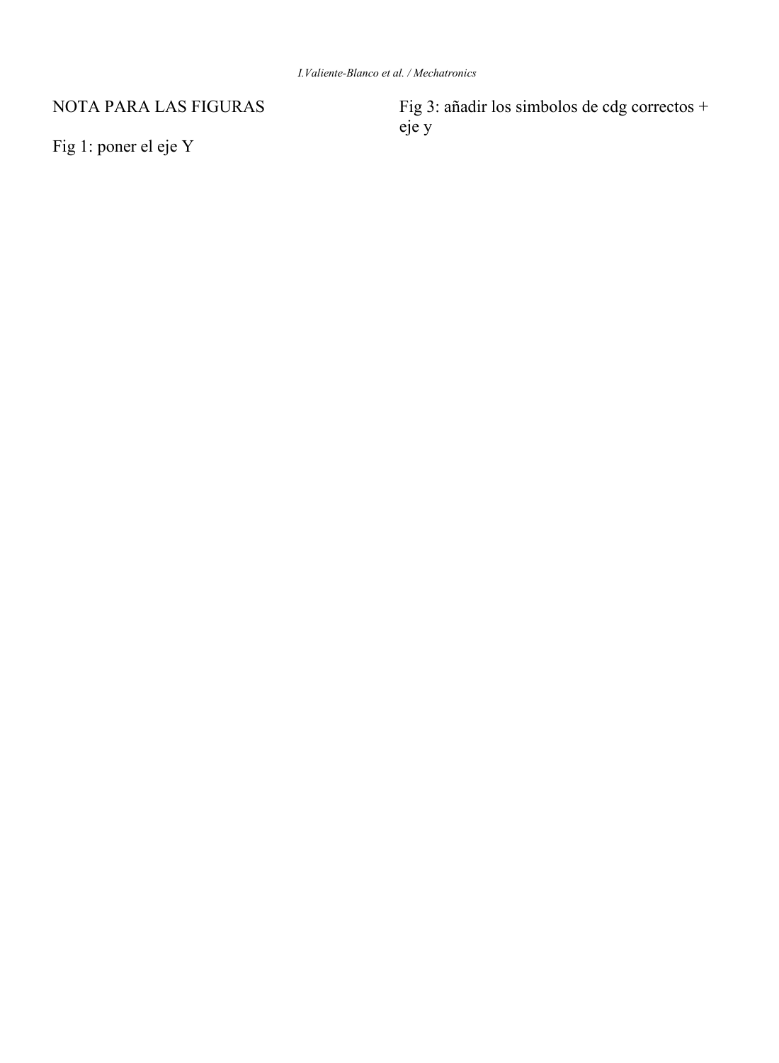NOTA PARA LAS FIGURAS

Fig 1: poner el eje Y

Fig 3: añadir los simbolos de cdg correctos + eje y